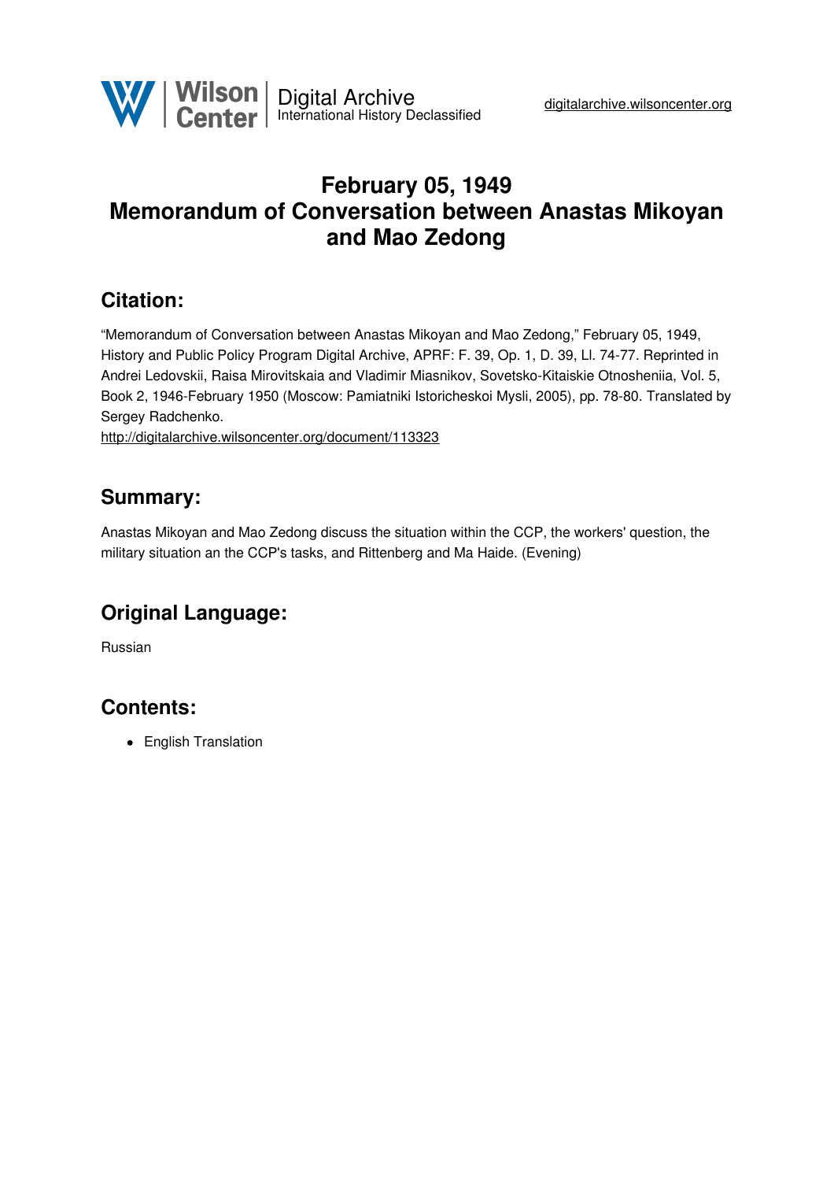# February 05, 1949
# Memorandum of Conversation between Anastas Mikoyan and Mao Zedong

## Citation:

"Memorandum of Conversation between Anastas Mikoyan and Mao Zedong," February 05, 1949, History and Public Policy Program Digital Archive, APRF: F. 39, Op. 1, D. 39, Ll. 74-77. Reprinted in Andrei Ledovskii, Raisa Mirovitskaia and Vladimir Miasnikov, Sovetsko-Kitaiskie Otnosheniia, Vol. 5, Book 2, 1946-February 1950 (Moscow: Pamiatniki Istoricheskoi Mysli, 2005), pp. 78-80. Translated by Sergey Radchenko.

http://digitalarchive.wilsoncenter.org/document/113323

## Summary:

Anastas Mikoyan and Mao Zedong discuss the situation within the CCP, the workers' question, the military situation an the CCP's tasks, and Rittenberg and Ma Haide. (Evening)

## Original Language:

Russian

## Contents:

- English Translation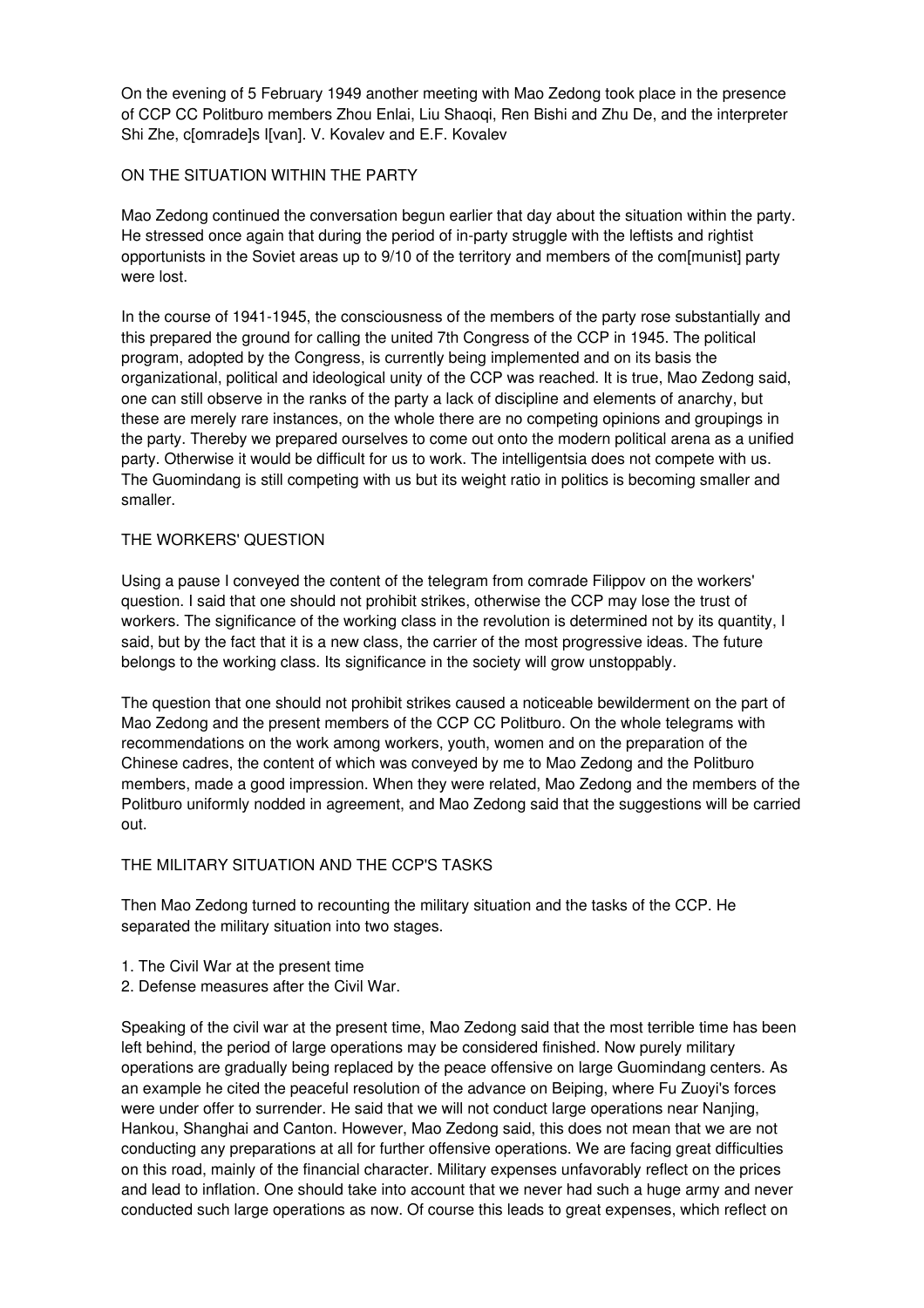On the evening of 5 February 1949 another meeting with Mao Zedong took place in the presence of CCP CC Politburo members Zhou Enlai, Liu Shaoqi, Ren Bishi and Zhu De, and the interpreter Shi Zhe, c[omrade]s I[van]. V. Kovalev and E.F. Kovalev

## ON THE SITUATION WITHIN THE PARTY

Mao Zedong continued the conversation begun earlier that day about the situation within the party. He stressed once again that during the period of in-party struggle with the leftists and rightist opportunists in the Soviet areas up to 9/10 of the territory and members of the com[munist] party were lost.

In the course of 1941-1945, the consciousness of the members of the party rose substantially and this prepared the ground for calling the united 7th Congress of the CCP in 1945. The political program, adopted by the Congress, is currently being implemented and on its basis the organizational, political and ideological unity of the CCP was reached. It is true, Mao Zedong said, one can still observe in the ranks of the party a lack of discipline and elements of anarchy, but these are merely rare instances, on the whole there are no competing opinions and groupings in the party. Thereby we prepared ourselves to come out onto the modern political arena as a unified party. Otherwise it would be difficult for us to work. The intelligentsia does not compete with us. The Guomindang is still competing with us but its weight ratio in politics is becoming smaller and smaller.

## THE WORKERS' QUESTION

Using a pause I conveyed the content of the telegram from comrade Filippov on the workers' question. I said that one should not prohibit strikes, otherwise the CCP may lose the trust of workers. The significance of the working class in the revolution is determined not by its quantity, I said, but by the fact that it is a new class, the carrier of the most progressive ideas. The future belongs to the working class. Its significance in the society will grow unstoppably.

The question that one should not prohibit strikes caused a noticeable bewilderment on the part of Mao Zedong and the present members of the CCP CC Politburo. On the whole telegrams with recommendations on the work among workers, youth, women and on the preparation of the Chinese cadres, the content of which was conveyed by me to Mao Zedong and the Politburo members, made a good impression. When they were related, Mao Zedong and the members of the Politburo uniformly nodded in agreement, and Mao Zedong said that the suggestions will be carried out.

## THE MILITARY SITUATION AND THE CCP'S TASKS

Then Mao Zedong turned to recounting the military situation and the tasks of the CCP. He separated the military situation into two stages.

1. The Civil War at the present time
2. Defense measures after the Civil War.

Speaking of the civil war at the present time, Mao Zedong said that the most terrible time has been left behind, the period of large operations may be considered finished. Now purely military operations are gradually being replaced by the peace offensive on large Guomindang centers. As an example he cited the peaceful resolution of the advance on Beiping, where Fu Zuoyi's forces were under offer to surrender. He said that we will not conduct large operations near Nanjing, Hankou, Shanghai and Canton. However, Mao Zedong said, this does not mean that we are not conducting any preparations at all for further offensive operations. We are facing great difficulties on this road, mainly of the financial character. Military expenses unfavorably reflect on the prices and lead to inflation. One should take into account that we never had such a huge army and never conducted such large operations as now. Of course this leads to great expenses, which reflect on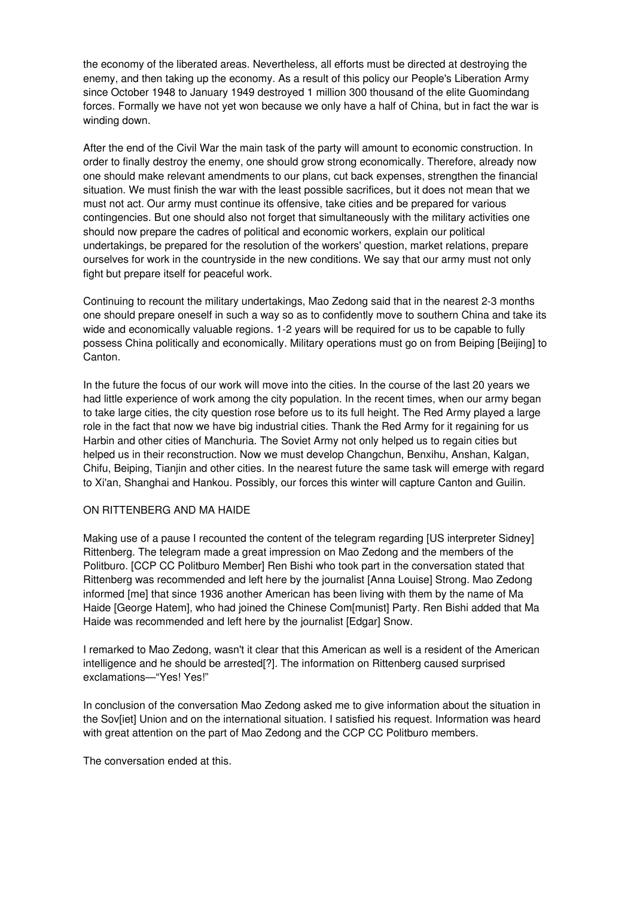the economy of the liberated areas. Nevertheless, all efforts must be directed at destroying the enemy, and then taking up the economy. As a result of this policy our People's Liberation Army since October 1948 to January 1949 destroyed 1 million 300 thousand of the elite Guomindang forces. Formally we have not yet won because we only have a half of China, but in fact the war is winding down.

After the end of the Civil War the main task of the party will amount to economic construction. In order to finally destroy the enemy, one should grow strong economically. Therefore, already now one should make relevant amendments to our plans, cut back expenses, strengthen the financial situation. We must finish the war with the least possible sacrifices, but it does not mean that we must not act. Our army must continue its offensive, take cities and be prepared for various contingencies. But one should also not forget that simultaneously with the military activities one should now prepare the cadres of political and economic workers, explain our political undertakings, be prepared for the resolution of the workers' question, market relations, prepare ourselves for work in the countryside in the new conditions. We say that our army must not only fight but prepare itself for peaceful work.

Continuing to recount the military undertakings, Mao Zedong said that in the nearest 2-3 months one should prepare oneself in such a way so as to confidently move to southern China and take its wide and economically valuable regions. 1-2 years will be required for us to be capable to fully possess China politically and economically. Military operations must go on from Beiping [Beijing] to Canton.

In the future the focus of our work will move into the cities. In the course of the last 20 years we had little experience of work among the city population. In the recent times, when our army began to take large cities, the city question rose before us to its full height. The Red Army played a large role in the fact that now we have big industrial cities. Thank the Red Army for it regaining for us Harbin and other cities of Manchuria. The Soviet Army not only helped us to regain cities but helped us in their reconstruction. Now we must develop Changchun, Benxihu, Anshan, Kalgan, Chifu, Beiping, Tianjin and other cities. In the nearest future the same task will emerge with regard to Xi'an, Shanghai and Hankou. Possibly, our forces this winter will capture Canton and Guilin.

## ON RITTENBERG AND MA HAIDE

Making use of a pause I recounted the content of the telegram regarding [US interpreter Sidney] Rittenberg. The telegram made a great impression on Mao Zedong and the members of the Politburo. [CCP CC Politburo Member] Ren Bishi who took part in the conversation stated that Rittenberg was recommended and left here by the journalist [Anna Louise] Strong. Mao Zedong informed [me] that since 1936 another American has been living with them by the name of Ma Haide [George Hatem], who had joined the Chinese Com[munist] Party. Ren Bishi added that Ma Haide was recommended and left here by the journalist [Edgar] Snow.

I remarked to Mao Zedong, wasn't it clear that this American as well is a resident of the American intelligence and he should be arrested[?]. The information on Rittenberg caused surprised exclamations—"Yes! Yes!"

In conclusion of the conversation Mao Zedong asked me to give information about the situation in the Sov[iet] Union and on the international situation. I satisfied his request. Information was heard with great attention on the part of Mao Zedong and the CCP CC Politburo members.

The conversation ended at this.